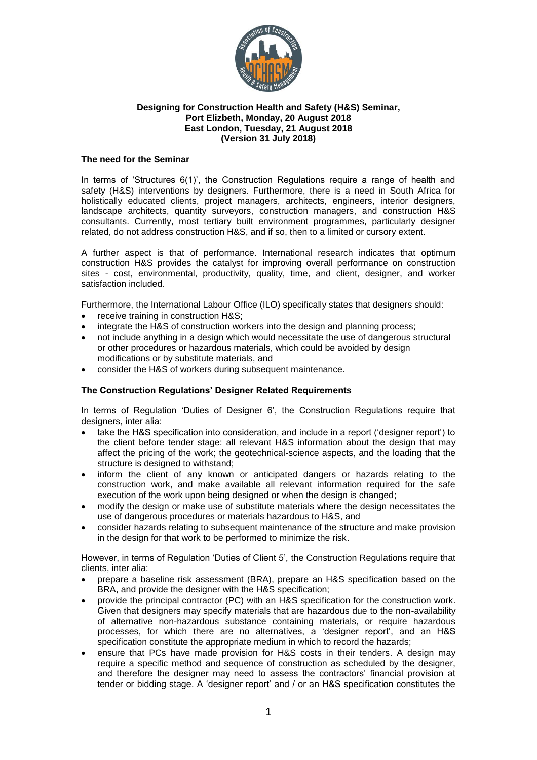**Designing for Construction Health and Safety (H&S) Seminar,**
**Port Elizbeth, Monday, 20 August 2018**
**East London, Tuesday, 21 August 2018**
**(Version 31 July 2018)**

### The need for the Seminar

In terms of 'Structures 6(1)', the Construction Regulations require a range of health and safety (H&S) interventions by designers. Furthermore, there is a need in South Africa for holistically educated clients, project managers, architects, engineers, interior designers, landscape architects, quantity surveyors, construction managers, and construction H&S consultants. Currently, most tertiary built environment programmes, particularly designer related, do not address construction H&S, and if so, then to a limited or cursory extent.

A further aspect is that of performance. International research indicates that optimum construction H&S provides the catalyst for improving overall performance on construction sites - cost, environmental, productivity, quality, time, and client, designer, and worker satisfaction included.

Furthermore, the International Labour Office (ILO) specifically states that designers should:

- receive training in construction H&S;
- integrate the H&S of construction workers into the design and planning process;
- not include anything in a design which would necessitate the use of dangerous structural or other procedures or hazardous materials, which could be avoided by design modifications or by substitute materials, and
- consider the H&S of workers during subsequent maintenance.

### The Construction Regulations' Designer Related Requirements

In terms of Regulation 'Duties of Designer 6', the Construction Regulations require that designers, inter alia:

- take the H&S specification into consideration, and include in a report ('designer report') to the client before tender stage: all relevant H&S information about the design that may affect the pricing of the work; the geotechnical-science aspects, and the loading that the structure is designed to withstand;
- inform the client of any known or anticipated dangers or hazards relating to the construction work, and make available all relevant information required for the safe execution of the work upon being designed or when the design is changed;
- modify the design or make use of substitute materials where the design necessitates the use of dangerous procedures or materials hazardous to H&S, and
- consider hazards relating to subsequent maintenance of the structure and make provision in the design for that work to be performed to minimize the risk.

However, in terms of Regulation 'Duties of Client 5', the Construction Regulations require that clients, inter alia:

- prepare a baseline risk assessment (BRA), prepare an H&S specification based on the BRA, and provide the designer with the H&S specification;
- provide the principal contractor (PC) with an H&S specification for the construction work. Given that designers may specify materials that are hazardous due to the non-availability of alternative non-hazardous substance containing materials, or require hazardous processes, for which there are no alternatives, a 'designer report', and an H&S specification constitute the appropriate medium in which to record the hazards;
- ensure that PCs have made provision for H&S costs in their tenders. A design may require a specific method and sequence of construction as scheduled by the designer, and therefore the designer may need to assess the contractors' financial provision at tender or bidding stage. A 'designer report' and / or an H&S specification constitutes the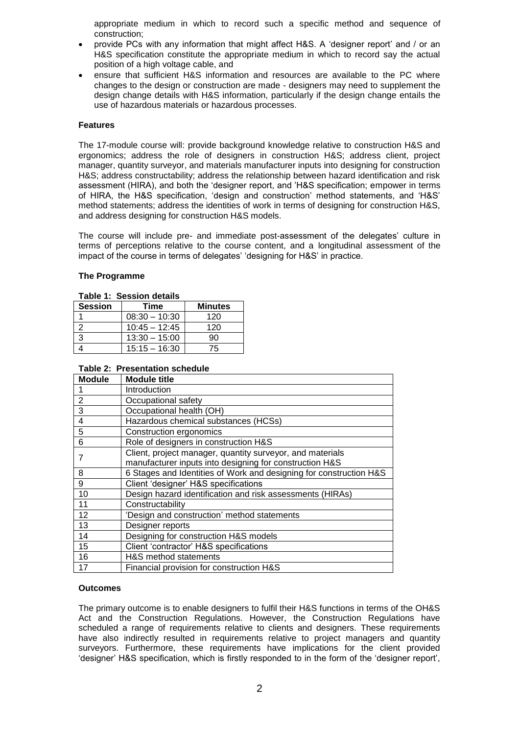appropriate medium in which to record such a specific method and sequence of construction;

- provide PCs with any information that might affect H&S. A 'designer report' and / or an H&S specification constitute the appropriate medium in which to record say the actual position of a high voltage cable, and
- ensure that sufficient H&S information and resources are available to the PC where changes to the design or construction are made - designers may need to supplement the design change details with H&S information, particularly if the design change entails the use of hazardous materials or hazardous processes.

**Features**

The 17-module course will: provide background knowledge relative to construction H&S and ergonomics; address the role of designers in construction H&S; address client, project manager, quantity surveyor, and materials manufacturer inputs into designing for construction H&S; address constructability; address the relationship between hazard identification and risk assessment (HIRA), and both the 'designer report, and 'H&S specification; empower in terms of HIRA, the H&S specification, 'design and construction' method statements, and 'H&S' method statements; address the identities of work in terms of designing for construction H&S, and address designing for construction H&S models.

The course will include pre- and immediate post-assessment of the delegates' culture in terms of perceptions relative to the course content, and a longitudinal assessment of the impact of the course in terms of delegates' 'designing for H&S' in practice.

**The Programme**

**Table 1: Session details**

| Session | Time | Minutes |
|---|---|---|
| 1 | 08:30 – 10:30 | 120 |
| 2 | 10:45 – 12:45 | 120 |
| 3 | 13:30 – 15:00 | 90 |
| 4 | 15:15 – 16:30 | 75 |

**Table 2: Presentation schedule**

| Module | Module title |
|---|---|
| 1 | Introduction |
| 2 | Occupational safety |
| 3 | Occupational health (OH) |
| 4 | Hazardous chemical substances (HCSs) |
| 5 | Construction ergonomics |
| 6 | Role of designers in construction H&S |
| 7 | Client, project manager, quantity surveyor, and materials manufacturer inputs into designing for construction H&S |
| 8 | 6 Stages and Identities of Work and designing for construction H&S |
| 9 | Client 'designer' H&S specifications |
| 10 | Design hazard identification and risk assessments (HIRAs) |
| 11 | Constructability |
| 12 | 'Design and construction' method statements |
| 13 | Designer reports |
| 14 | Designing for construction H&S models |
| 15 | Client 'contractor' H&S specifications |
| 16 | H&S method statements |
| 17 | Financial provision for construction H&S |

**Outcomes**

The primary outcome is to enable designers to fulfil their H&S functions in terms of the OH&S Act and the Construction Regulations. However, the Construction Regulations have scheduled a range of requirements relative to clients and designers. These requirements have also indirectly resulted in requirements relative to project managers and quantity surveyors. Furthermore, these requirements have implications for the client provided 'designer' H&S specification, which is firstly responded to in the form of the 'designer report',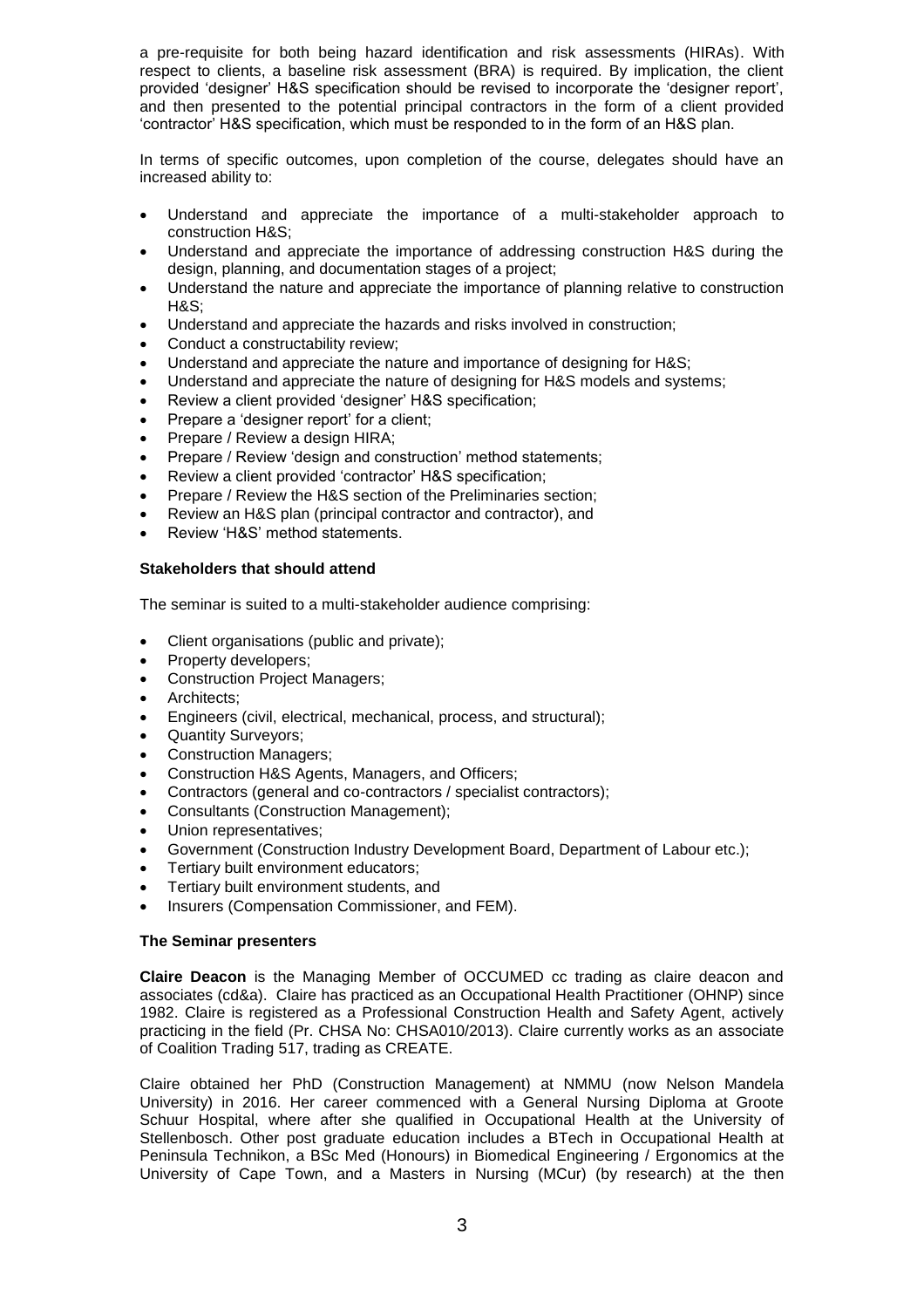a pre-requisite for both being hazard identification and risk assessments (HIRAs). With respect to clients, a baseline risk assessment (BRA) is required. By implication, the client provided 'designer' H&S specification should be revised to incorporate the 'designer report', and then presented to the potential principal contractors in the form of a client provided 'contractor' H&S specification, which must be responded to in the form of an H&S plan.

In terms of specific outcomes, upon completion of the course, delegates should have an increased ability to:

- Understand and appreciate the importance of a multi-stakeholder approach to construction H&S;
- Understand and appreciate the importance of addressing construction H&S during the design, planning, and documentation stages of a project;
- Understand the nature and appreciate the importance of planning relative to construction H&S;
- Understand and appreciate the hazards and risks involved in construction;
- Conduct a constructability review;
- Understand and appreciate the nature and importance of designing for H&S;
- Understand and appreciate the nature of designing for H&S models and systems;
- Review a client provided 'designer' H&S specification;
- Prepare a 'designer report' for a client;
- Prepare / Review a design HIRA;
- Prepare / Review 'design and construction' method statements;
- Review a client provided 'contractor' H&S specification;
- Prepare / Review the H&S section of the Preliminaries section;
- Review an H&S plan (principal contractor and contractor), and
- Review 'H&S' method statements.

**Stakeholders that should attend**

The seminar is suited to a multi-stakeholder audience comprising:

- Client organisations (public and private);
- Property developers;
- Construction Project Managers;
- Architects;
- Engineers (civil, electrical, mechanical, process, and structural);
- Quantity Surveyors;
- Construction Managers;
- Construction H&S Agents, Managers, and Officers;
- Contractors (general and co-contractors / specialist contractors);
- Consultants (Construction Management);
- Union representatives;
- Government (Construction Industry Development Board, Department of Labour etc.);
- Tertiary built environment educators;
- Tertiary built environment students, and
- Insurers (Compensation Commissioner, and FEM).

**The Seminar presenters**

**Claire Deacon** is the Managing Member of OCCUMED cc trading as claire deacon and associates (cd&a). Claire has practiced as an Occupational Health Practitioner (OHNP) since 1982. Claire is registered as a Professional Construction Health and Safety Agent, actively practicing in the field (Pr. CHSA No: CHSA010/2013). Claire currently works as an associate of Coalition Trading 517, trading as CREATE.

Claire obtained her PhD (Construction Management) at NMMU (now Nelson Mandela University) in 2016. Her career commenced with a General Nursing Diploma at Groote Schuur Hospital, where after she qualified in Occupational Health at the University of Stellenbosch. Other post graduate education includes a BTech in Occupational Health at Peninsula Technikon, a BSc Med (Honours) in Biomedical Engineering / Ergonomics at the University of Cape Town, and a Masters in Nursing (MCur) (by research) at the then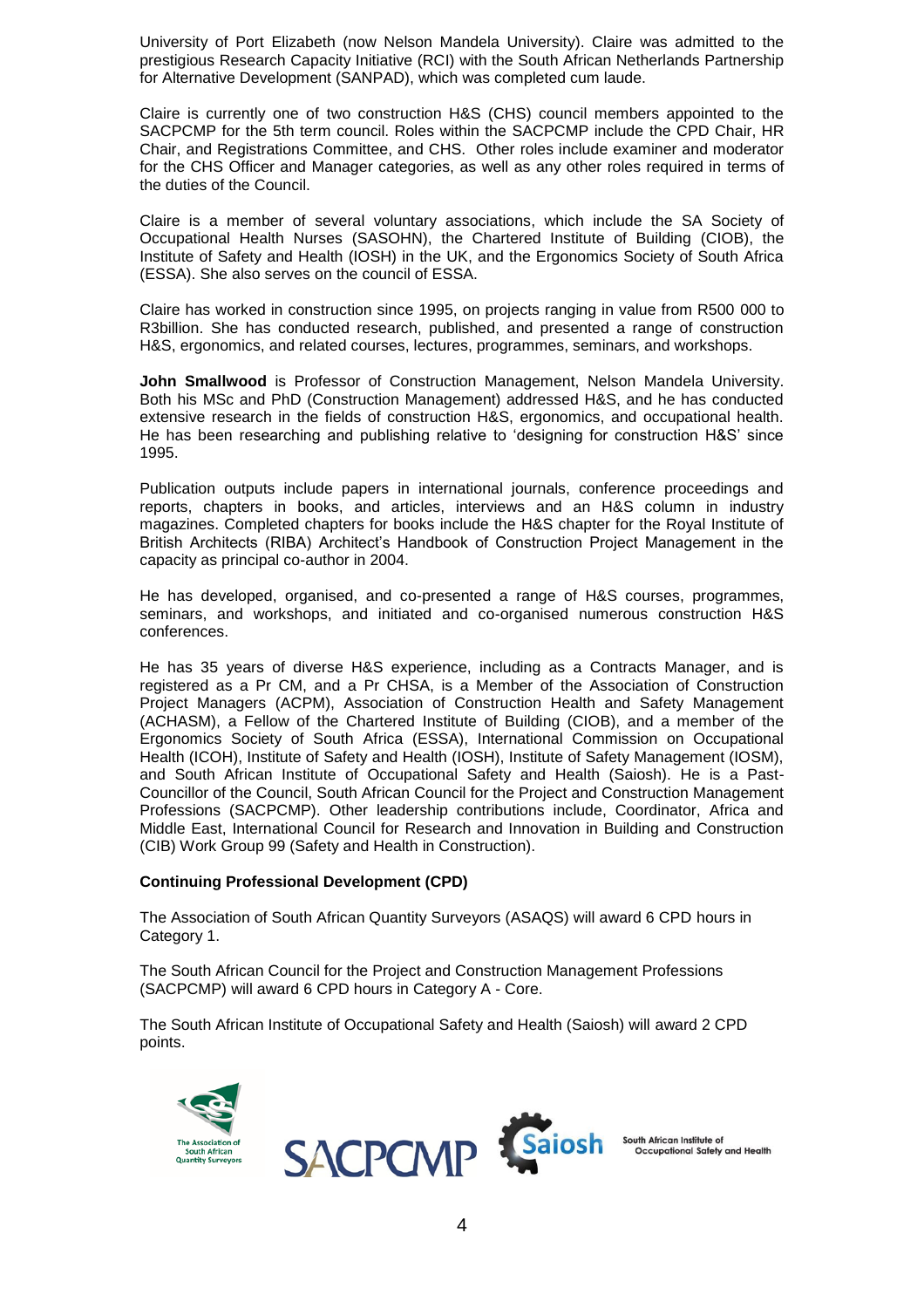University of Port Elizabeth (now Nelson Mandela University). Claire was admitted to the prestigious Research Capacity Initiative (RCI) with the South African Netherlands Partnership for Alternative Development (SANPAD), which was completed cum laude.

Claire is currently one of two construction H&S (CHS) council members appointed to the SACPCMP for the 5th term council. Roles within the SACPCMP include the CPD Chair, HR Chair, and Registrations Committee, and CHS. Other roles include examiner and moderator for the CHS Officer and Manager categories, as well as any other roles required in terms of the duties of the Council.

Claire is a member of several voluntary associations, which include the SA Society of Occupational Health Nurses (SASOHN), the Chartered Institute of Building (CIOB), the Institute of Safety and Health (IOSH) in the UK, and the Ergonomics Society of South Africa (ESSA). She also serves on the council of ESSA.

Claire has worked in construction since 1995, on projects ranging in value from R500 000 to R3billion. She has conducted research, published, and presented a range of construction H&S, ergonomics, and related courses, lectures, programmes, seminars, and workshops.

**John Smallwood** is Professor of Construction Management, Nelson Mandela University. Both his MSc and PhD (Construction Management) addressed H&S, and he has conducted extensive research in the fields of construction H&S, ergonomics, and occupational health. He has been researching and publishing relative to 'designing for construction H&S' since 1995.

Publication outputs include papers in international journals, conference proceedings and reports, chapters in books, and articles, interviews and an H&S column in industry magazines. Completed chapters for books include the H&S chapter for the Royal Institute of British Architects (RIBA) Architect's Handbook of Construction Project Management in the capacity as principal co-author in 2004.

He has developed, organised, and co-presented a range of H&S courses, programmes, seminars, and workshops, and initiated and co-organised numerous construction H&S conferences.

He has 35 years of diverse H&S experience, including as a Contracts Manager, and is registered as a Pr CM, and a Pr CHSA, is a Member of the Association of Construction Project Managers (ACPM), Association of Construction Health and Safety Management (ACHASM), a Fellow of the Chartered Institute of Building (CIOB), and a member of the Ergonomics Society of South Africa (ESSA), International Commission on Occupational Health (ICOH), Institute of Safety and Health (IOSH), Institute of Safety Management (IOSM), and South African Institute of Occupational Safety and Health (Saiosh). He is a Past-Councillor of the Council, South African Council for the Project and Construction Management Professions (SACPCMP). Other leadership contributions include, Coordinator, Africa and Middle East, International Council for Research and Innovation in Building and Construction (CIB) Work Group 99 (Safety and Health in Construction).

**Continuing Professional Development (CPD)**

The Association of South African Quantity Surveyors (ASAQS) will award 6 CPD hours in Category 1.

The South African Council for the Project and Construction Management Professions (SACPCMP) will award 6 CPD hours in Category A - Core.

The South African Institute of Occupational Safety and Health (Saiosh) will award 2 CPD points.

The Association of South African Quantity Surveyors

SACPCMP

Saiosh South African Institute of Occupational Safety and Health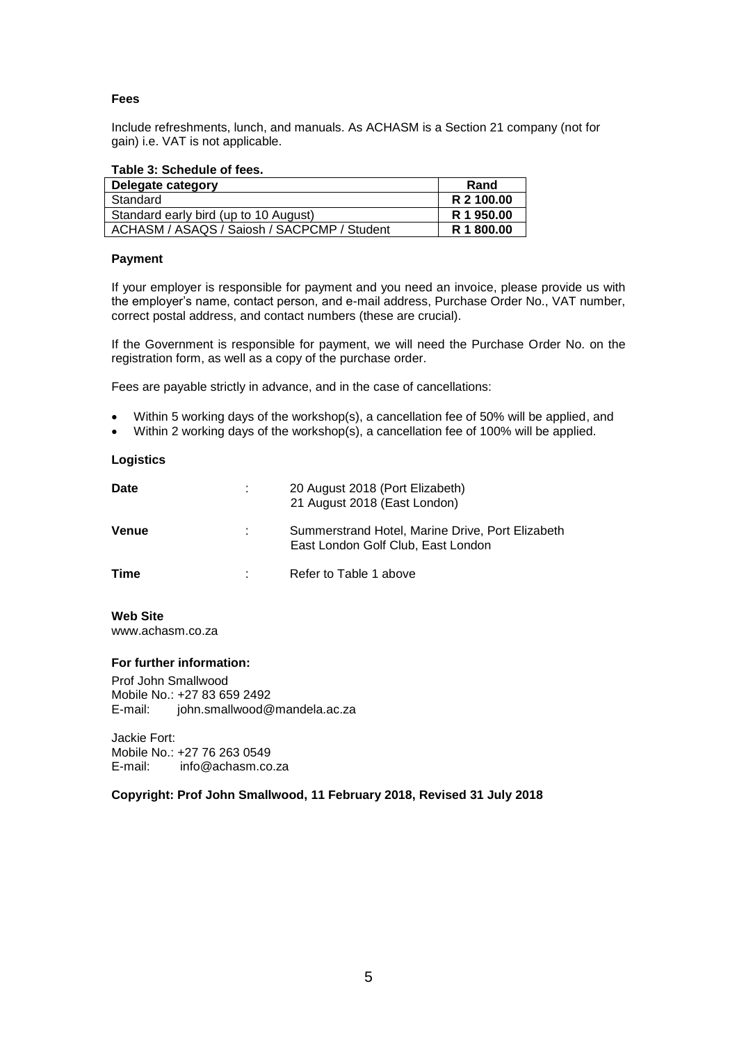**Fees**

Include refreshments, lunch, and manuals. As ACHASM is a Section 21 company (not for gain) i.e. VAT is not applicable.

**Table 3: Schedule of fees.**

| Delegate category | Rand |
|---|---|
| Standard | **R 2 100.00** |
| Standard early bird (up to 10 August) | **R 1 950.00** |
| ACHASM / ASAQS / Saiosh / SACPCMP / Student | **R 1 800.00** |

**Payment**

If your employer is responsible for payment and you need an invoice, please provide us with the employer's name, contact person, and e-mail address, Purchase Order No., VAT number, correct postal address, and contact numbers (these are crucial).

If the Government is responsible for payment, we will need the Purchase Order No. on the registration form, as well as a copy of the purchase order.

Fees are payable strictly in advance, and in the case of cancellations:

- Within 5 working days of the workshop(s), a cancellation fee of 50% will be applied, and
- Within 2 working days of the workshop(s), a cancellation fee of 100% will be applied.

**Logistics**

**Date** : 20 August 2018 (Port Elizabeth)
21 August 2018 (East London)

**Venue** : Summerstrand Hotel, Marine Drive, Port Elizabeth
East London Golf Club, East London

**Time** : Refer to Table 1 above

**Web Site**
www.achasm.co.za

**For further information:**

Prof John Smallwood
Mobile No.: +27 83 659 2492
E-mail: john.smallwood@mandela.ac.za

Jackie Fort:
Mobile No.: +27 76 263 0549
E-mail: info@achasm.co.za

**Copyright: Prof John Smallwood, 11 February 2018, Revised 31 July 2018**